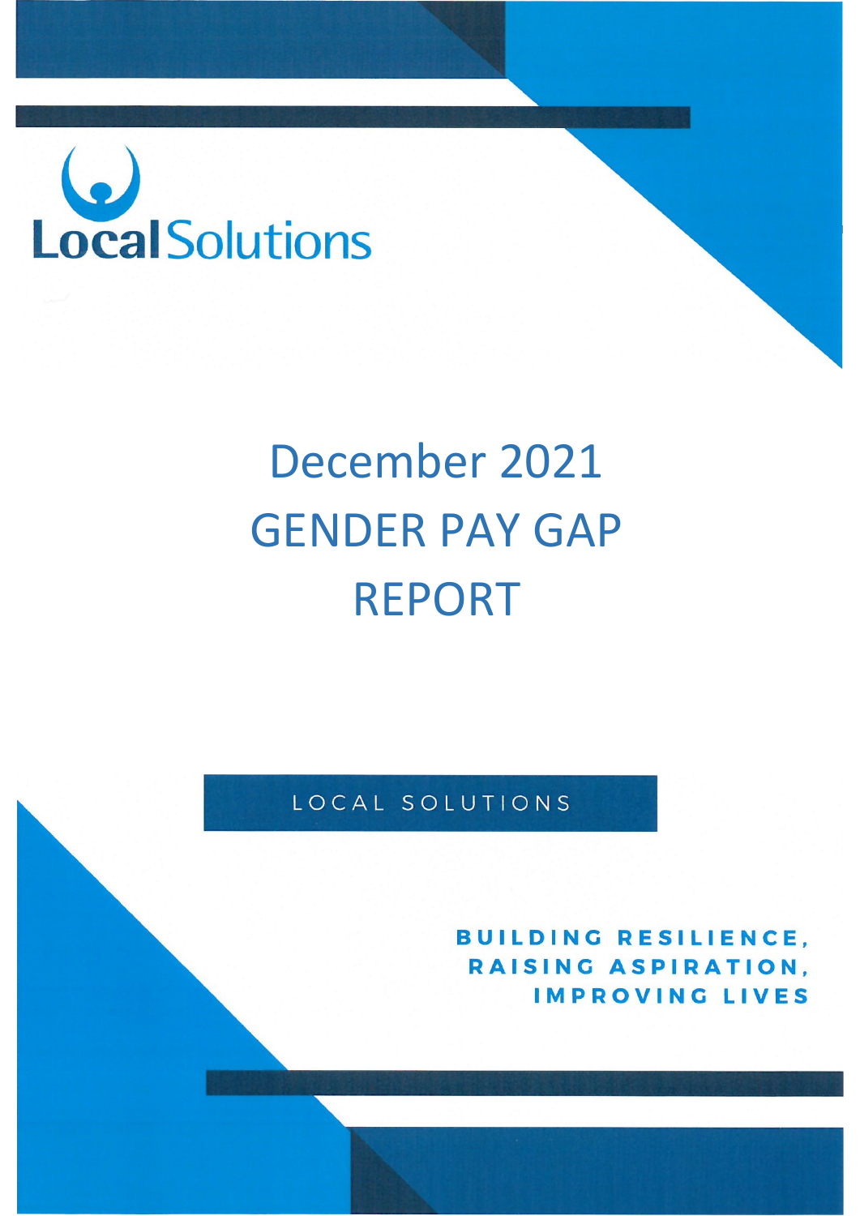Local Solutions

# December 2021 GENDER PAY GAP REPORT

LOCAL SOLUTIONS

**BUILDING RESILIENCE,**
**RAISING ASPIRATION,**
**IMPROVING LIVES**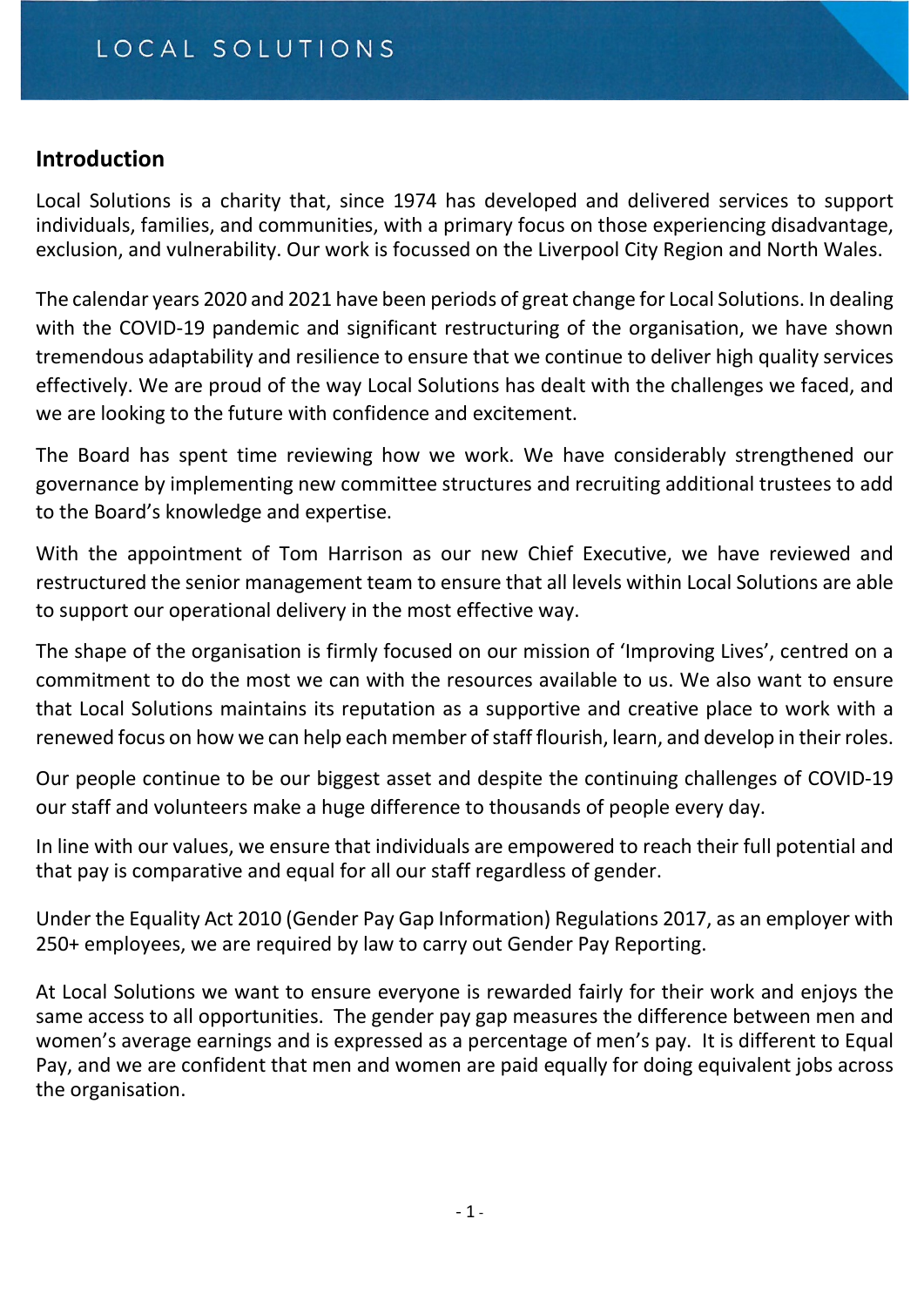## Introduction

Local Solutions is a charity that, since 1974 has developed and delivered services to support individuals, families, and communities, with a primary focus on those experiencing disadvantage, exclusion, and vulnerability. Our work is focussed on the Liverpool City Region and North Wales.

The calendar years 2020 and 2021 have been periods of great change for Local Solutions. In dealing with the COVID-19 pandemic and significant restructuring of the organisation, we have shown tremendous adaptability and resilience to ensure that we continue to deliver high quality services effectively. We are proud of the way Local Solutions has dealt with the challenges we faced, and we are looking to the future with confidence and excitement.

The Board has spent time reviewing how we work. We have considerably strengthened our governance by implementing new committee structures and recruiting additional trustees to add to the Board's knowledge and expertise.

With the appointment of Tom Harrison as our new Chief Executive, we have reviewed and restructured the senior management team to ensure that all levels within Local Solutions are able to support our operational delivery in the most effective way.

The shape of the organisation is firmly focused on our mission of 'Improving Lives', centred on a commitment to do the most we can with the resources available to us. We also want to ensure that Local Solutions maintains its reputation as a supportive and creative place to work with a renewed focus on how we can help each member of staff flourish, learn, and develop in their roles.

Our people continue to be our biggest asset and despite the continuing challenges of COVID-19 our staff and volunteers make a huge difference to thousands of people every day.

In line with our values, we ensure that individuals are empowered to reach their full potential and that pay is comparative and equal for all our staff regardless of gender.

Under the Equality Act 2010 (Gender Pay Gap Information) Regulations 2017, as an employer with 250+ employees, we are required by law to carry out Gender Pay Reporting.

At Local Solutions we want to ensure everyone is rewarded fairly for their work and enjoys the same access to all opportunities. The gender pay gap measures the difference between men and women's average earnings and is expressed as a percentage of men's pay. It is different to Equal Pay, and we are confident that men and women are paid equally for doing equivalent jobs across the organisation.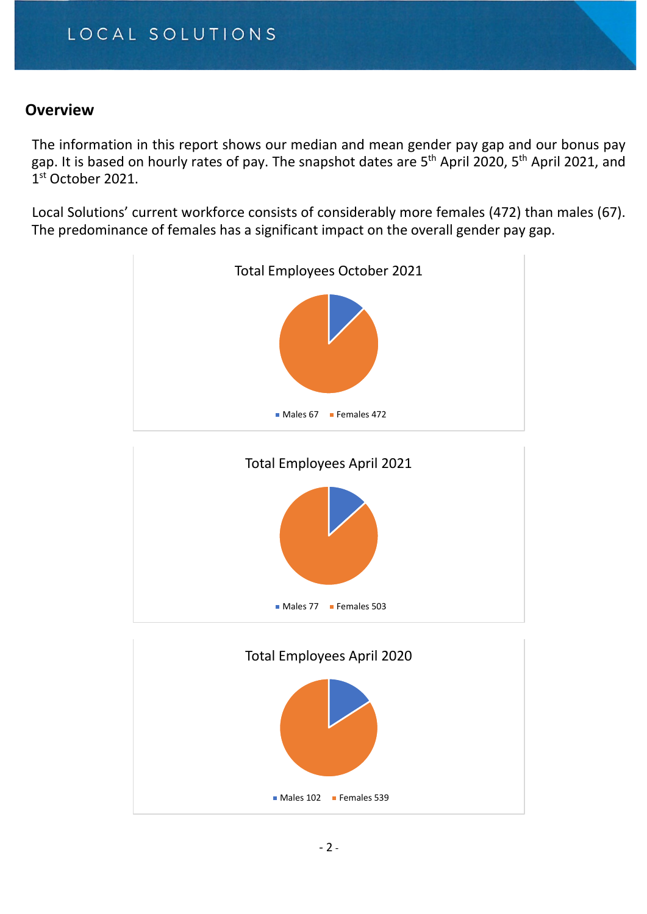## Overview

The information in this report shows our median and mean gender pay gap and our bonus pay gap. It is based on hourly rates of pay. The snapshot dates are 5th April 2020, 5th April 2021, and 1st October 2021.

Local Solutions' current workforce consists of considerably more females (472) than males (67). The predominance of females has a significant impact on the overall gender pay gap.

Total Employees October 2021

Males 67 Females 472

Total Employees April 2021

Males 77 Females 503

Total Employees April 2020

Males 102 Females 539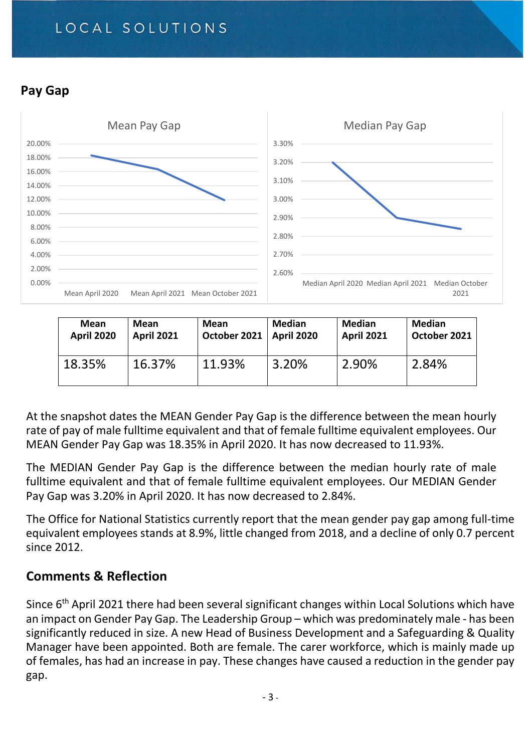## Pay Gap

| Mean April 2020 | Mean April 2021 | Mean October 2021 | Median April 2020 | Median April 2021 | Median October 2021 |
|---|---|---|---|---|---|
| 18.35% | 16.37% | 11.93% | 3.20% | 2.90% | 2.84% |

At the snapshot dates the MEAN Gender Pay Gap is the difference between the mean hourly rate of pay of male fulltime equivalent and that of female fulltime equivalent employees. Our MEAN Gender Pay Gap was 18.35% in April 2020. It has now decreased to 11.93%.

The MEDIAN Gender Pay Gap is the difference between the median hourly rate of male fulltime equivalent and that of female fulltime equivalent employees. Our MEDIAN Gender Pay Gap was 3.20% in April 2020. It has now decreased to 2.84%.

The Office for National Statistics currently report that the mean gender pay gap among full-time equivalent employees stands at 8.9%, little changed from 2018, and a decline of only 0.7 percent since 2012.

## Comments & Reflection

Since 6th April 2021 there had been several significant changes within Local Solutions which have an impact on Gender Pay Gap. The Leadership Group – which was predominately male - has been significantly reduced in size. A new Head of Business Development and a Safeguarding & Quality Manager have been appointed. Both are female. The carer workforce, which is mainly made up of females, has had an increase in pay. These changes have caused a reduction in the gender pay gap.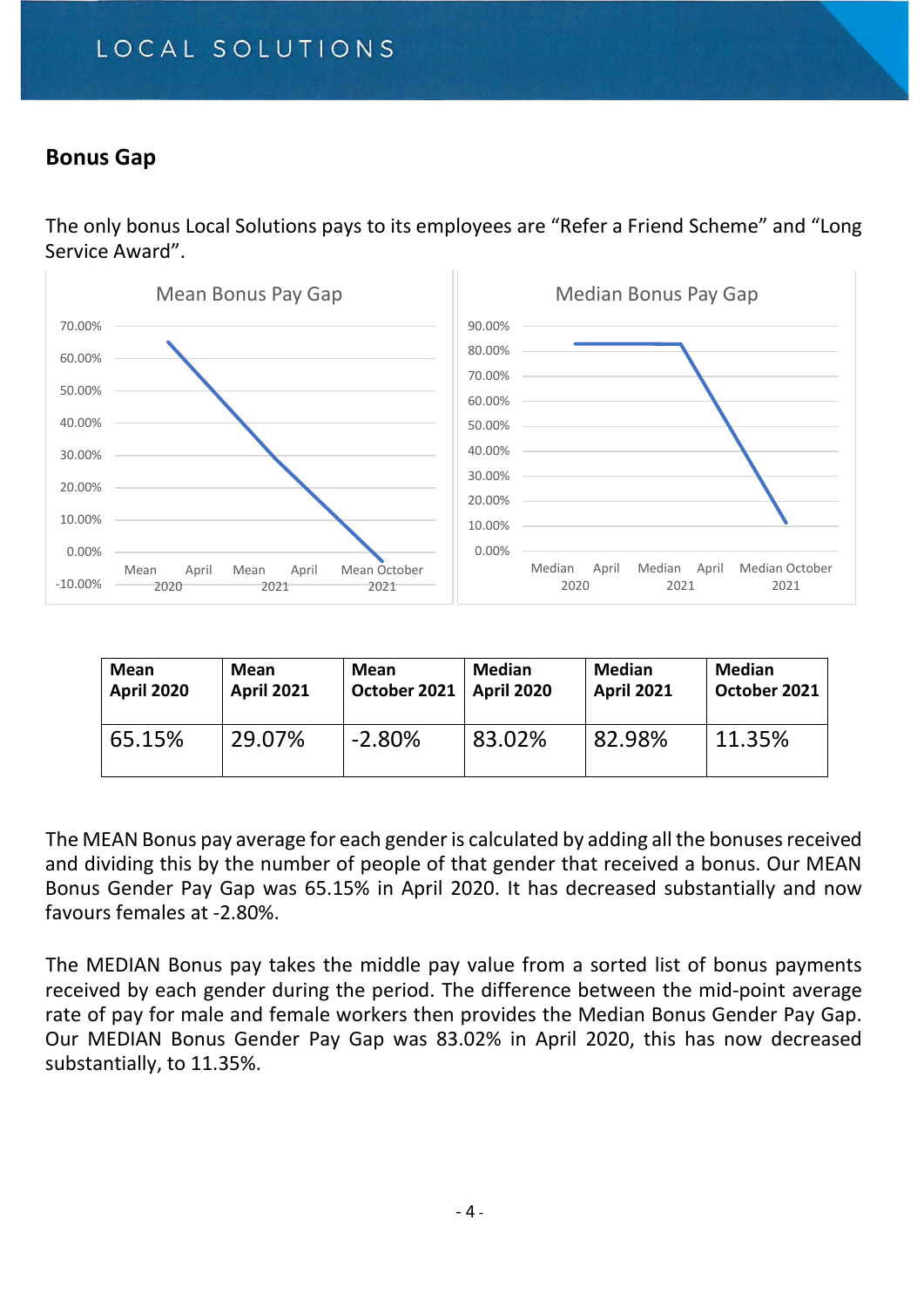## Bonus Gap

The only bonus Local Solutions pays to its employees are "Refer a Friend Scheme" and "Long Service Award".

| Mean April 2020 | Mean April 2021 | Mean October 2021 | Median April 2020 | Median April 2021 | Median October 2021 |
|---|---|---|---|---|---|
| 65.15% | 29.07% | -2.80% | 83.02% | 82.98% | 11.35% |

The MEAN Bonus pay average for each gender is calculated by adding all the bonuses received and dividing this by the number of people of that gender that received a bonus. Our MEAN Bonus Gender Pay Gap was 65.15% in April 2020. It has decreased substantially and now favours females at -2.80%.

The MEDIAN Bonus pay takes the middle pay value from a sorted list of bonus payments received by each gender during the period. The difference between the mid-point average rate of pay for male and female workers then provides the Median Bonus Gender Pay Gap. Our MEDIAN Bonus Gender Pay Gap was 83.02% in April 2020, this has now decreased substantially, to 11.35%.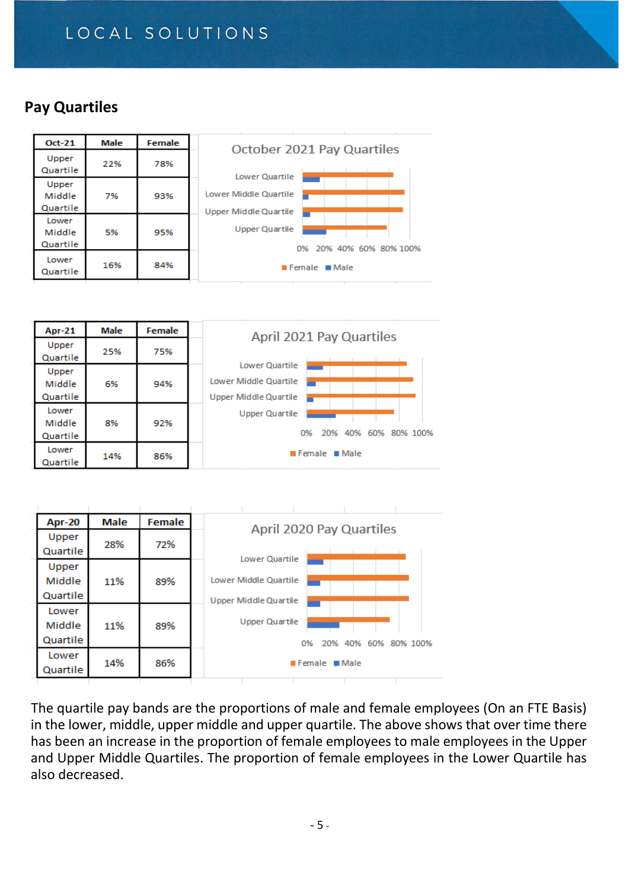## Pay Quartiles

| Oct-21 | Male | Female |
|---|---|---|
| Upper Quartile | 22% | 78% |
| Upper Middle Quartile | 7% | 93% |
| Lower Middle Quartile | 5% | 95% |
| Lower Quartile | 16% | 84% |

| Apr-21 | Male | Female |
|---|---|---|
| Upper Quartile | 25% | 75% |
| Upper Middle Quartile | 6% | 94% |
| Lower Middle Quartile | 8% | 92% |
| Lower Quartile | 14% | 86% |

| Apr-20 | Male | Female |
|---|---|---|
| Upper Quartile | 28% | 72% |
| Upper Middle Quartile | 11% | 89% |
| Lower Middle Quartile | 11% | 89% |
| Lower Quartile | 14% | 86% |

The quartile pay bands are the proportions of male and female employees (On an FTE Basis) in the lower, middle, upper middle and upper quartile. The above shows that over time there has been an increase in the proportion of female employees to male employees in the Upper and Upper Middle Quartiles. The proportion of female employees in the Lower Quartile has also decreased.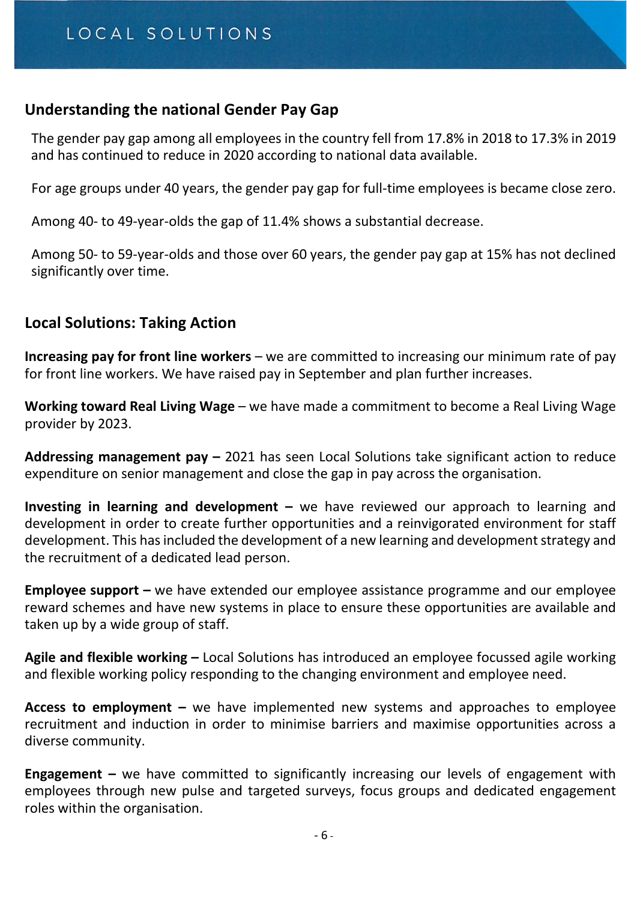## Understanding the national Gender Pay Gap

The gender pay gap among all employees in the country fell from 17.8% in 2018 to 17.3% in 2019 and has continued to reduce in 2020 according to national data available.

For age groups under 40 years, the gender pay gap for full-time employees is became close zero.

Among 40- to 49-year-olds the gap of 11.4% shows a substantial decrease.

Among 50- to 59-year-olds and those over 60 years, the gender pay gap at 15% has not declined significantly over time.

## Local Solutions: Taking Action

**Increasing pay for front line workers** – we are committed to increasing our minimum rate of pay for front line workers. We have raised pay in September and plan further increases.

**Working toward Real Living Wage** – we have made a commitment to become a Real Living Wage provider by 2023.

**Addressing management pay –** 2021 has seen Local Solutions take significant action to reduce expenditure on senior management and close the gap in pay across the organisation.

**Investing in learning and development –** we have reviewed our approach to learning and development in order to create further opportunities and a reinvigorated environment for staff development. This has included the development of a new learning and development strategy and the recruitment of a dedicated lead person.

**Employee support –** we have extended our employee assistance programme and our employee reward schemes and have new systems in place to ensure these opportunities are available and taken up by a wide group of staff.

**Agile and flexible working –** Local Solutions has introduced an employee focussed agile working and flexible working policy responding to the changing environment and employee need.

**Access to employment –** we have implemented new systems and approaches to employee recruitment and induction in order to minimise barriers and maximise opportunities across a diverse community.

**Engagement –** we have committed to significantly increasing our levels of engagement with employees through new pulse and targeted surveys, focus groups and dedicated engagement roles within the organisation.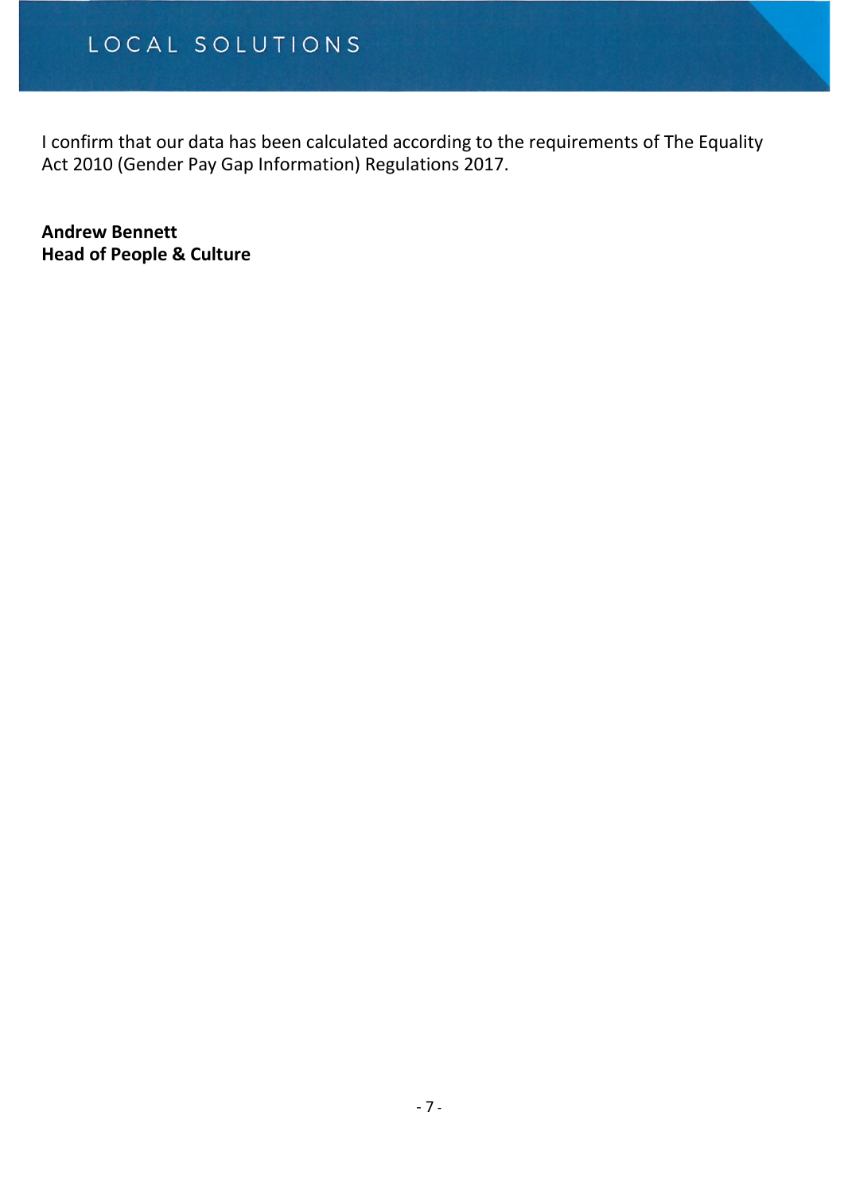I confirm that our data has been calculated according to the requirements of The Equality Act 2010 (Gender Pay Gap Information) Regulations 2017.

**Andrew Bennett**
**Head of People & Culture**